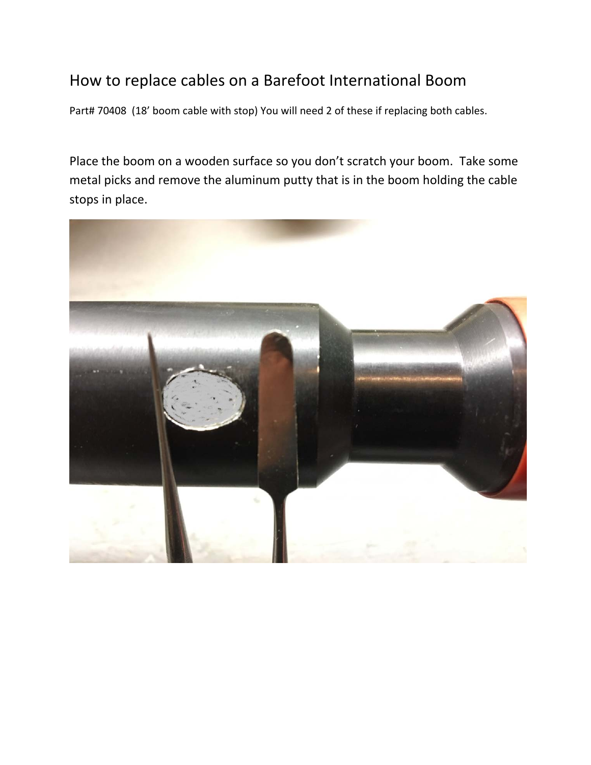# How to replace cables on a Barefoot International Boom

Part# 70408 (18' boom cable with stop) You will need 2 of these if replacing both cables.

Place the boom on a wooden surface so you don't scratch your boom. Take some metal picks and remove the aluminum putty that is in the boom holding the cable stops in place.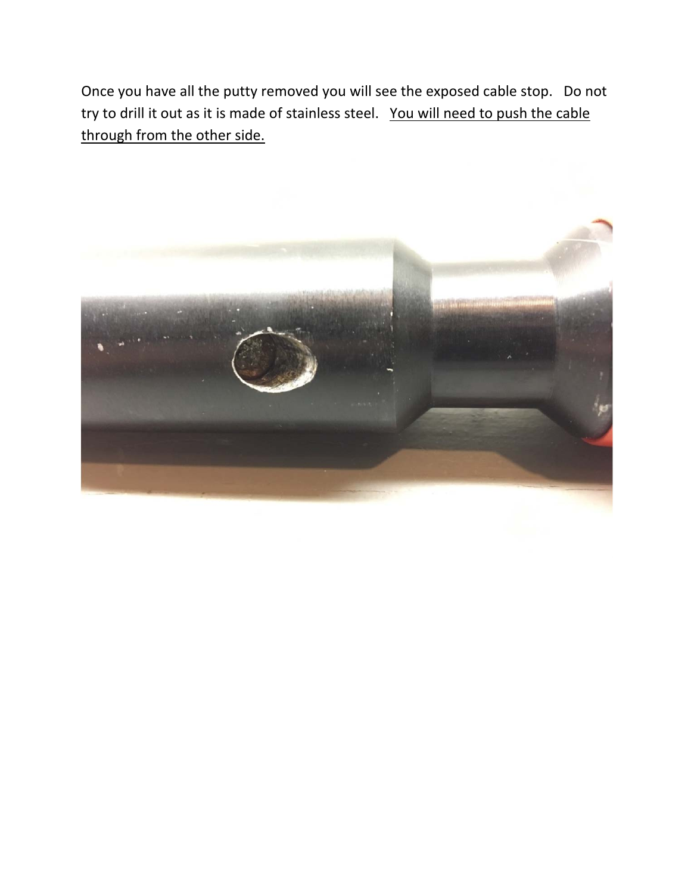Once you have all the putty removed you will see the exposed cable stop. Do not try to drill it out as it is made of stainless steel. <u>You will need to push the cable through from the other side.</u>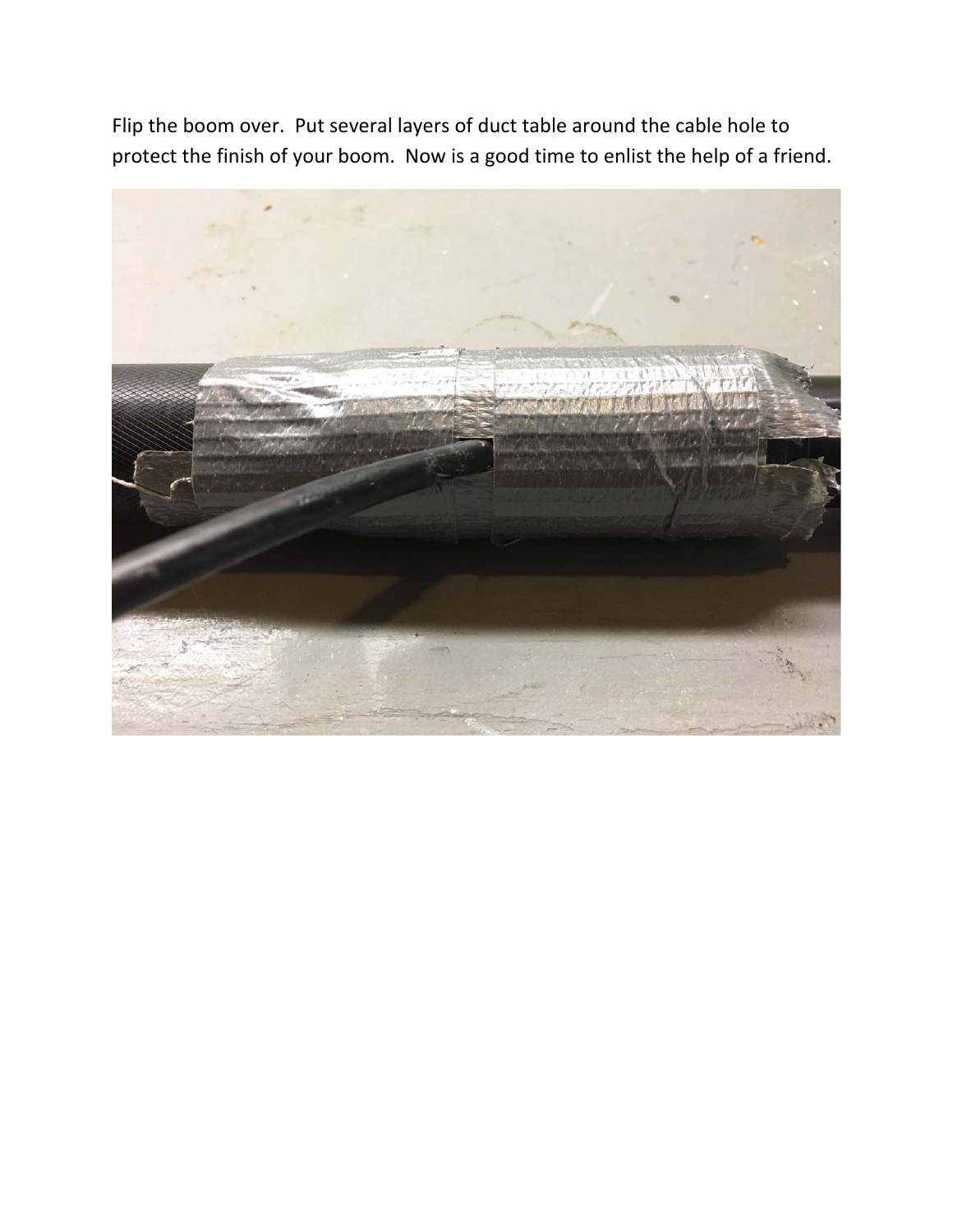Flip the boom over. Put several layers of duct table around the cable hole to protect the finish of your boom. Now is a good time to enlist the help of a friend.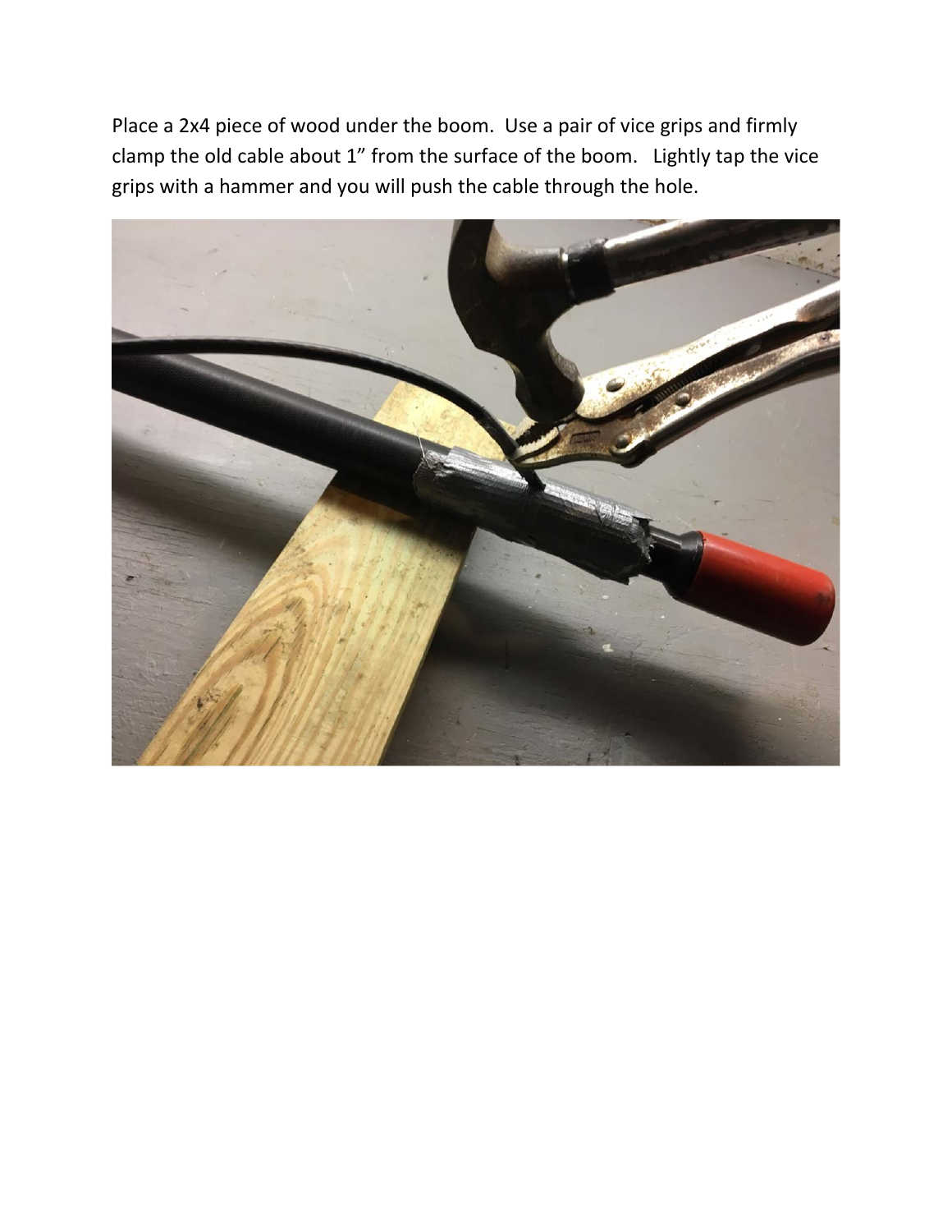Place a 2x4 piece of wood under the boom. Use a pair of vice grips and firmly clamp the old cable about 1" from the surface of the boom. Lightly tap the vice grips with a hammer and you will push the cable through the hole.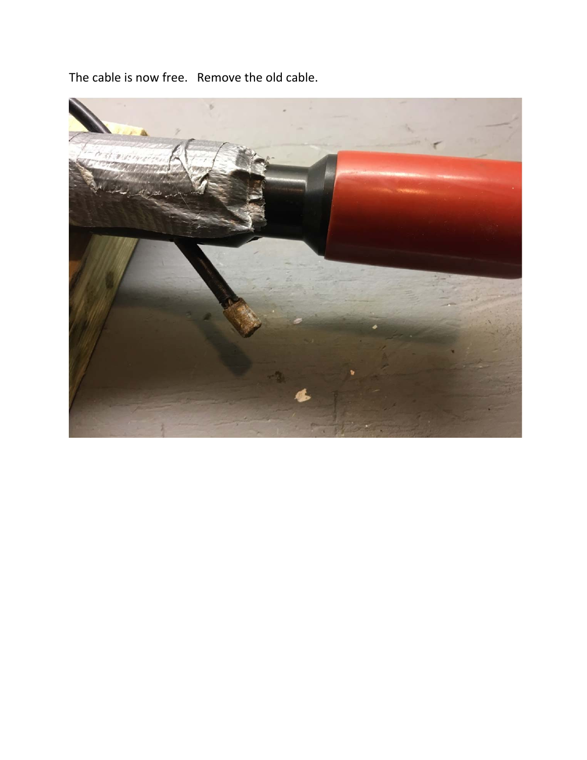The cable is now free.   Remove the old cable.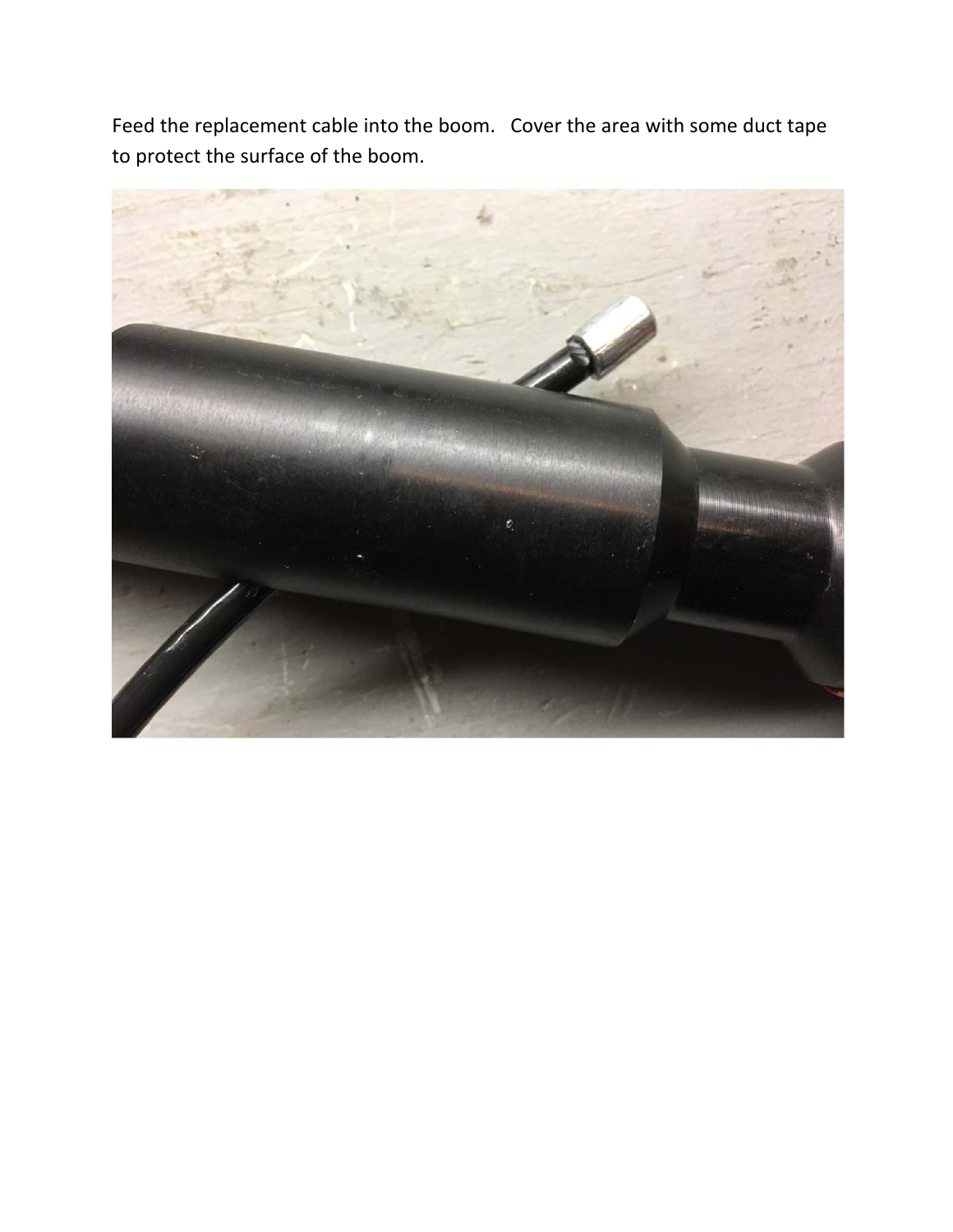Feed the replacement cable into the boom. Cover the area with some duct tape to protect the surface of the boom.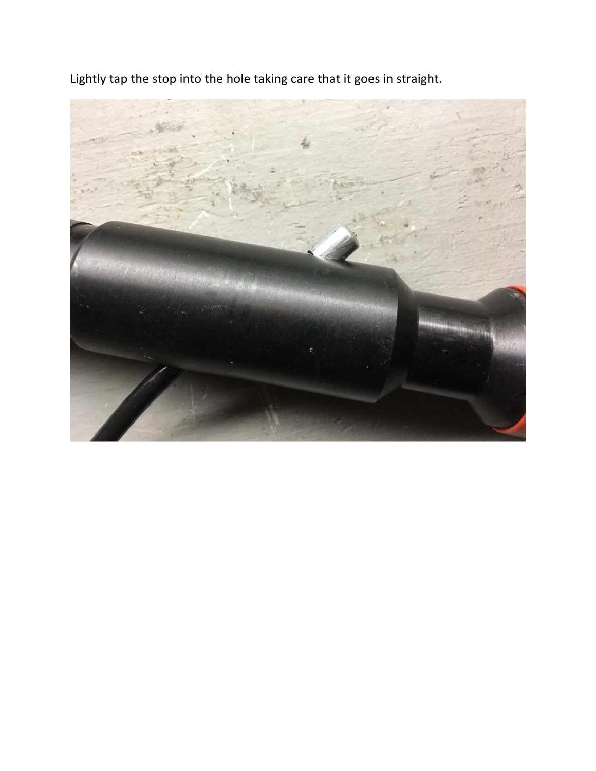Lightly tap the stop into the hole taking care that it goes in straight.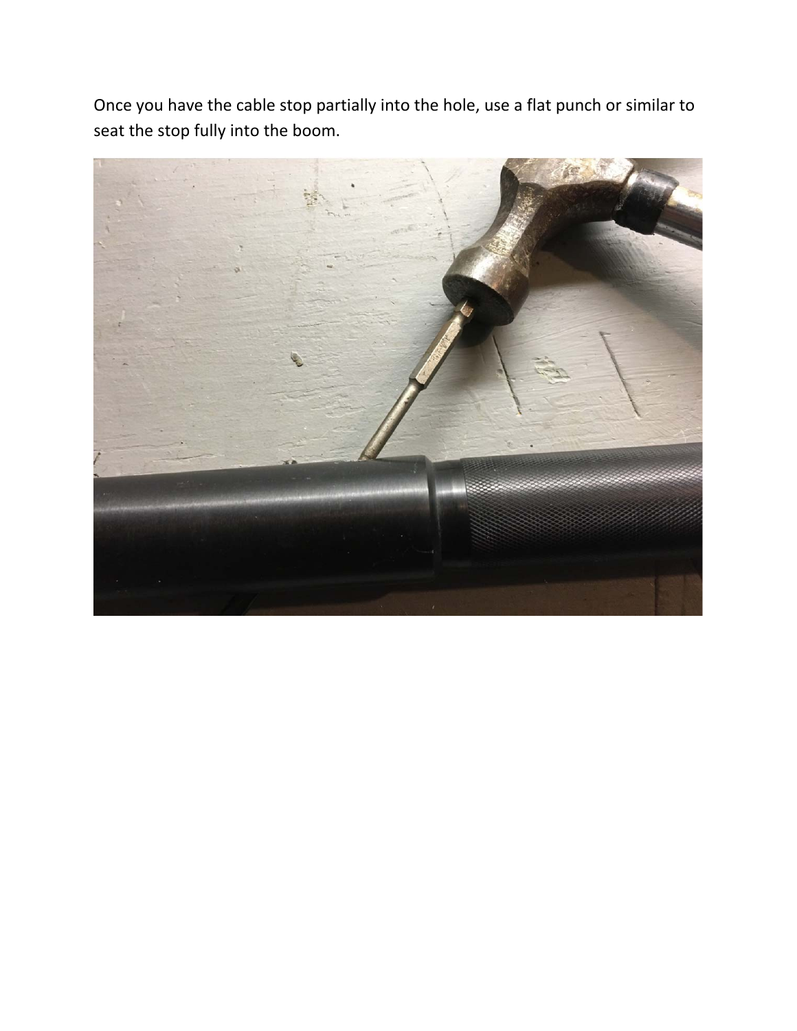Once you have the cable stop partially into the hole, use a flat punch or similar to seat the stop fully into the boom.